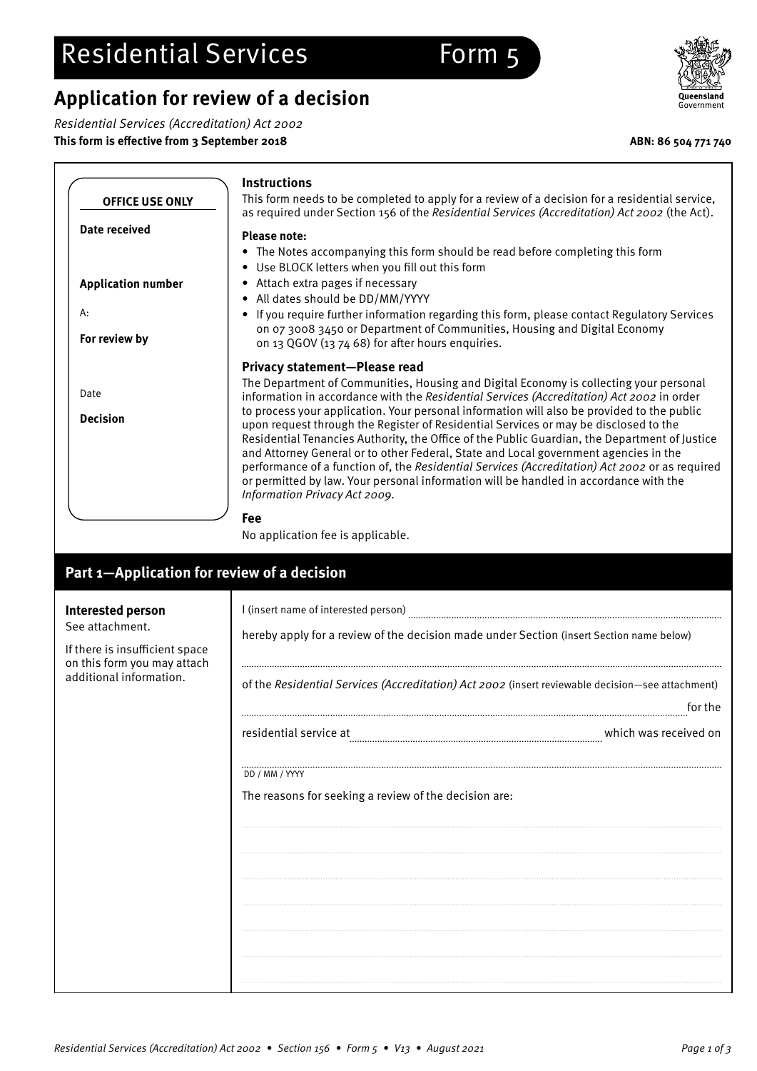# Residential Services Form 5

## Application for review of a decision

*Residential Services (Accreditation) Act 2002*

**This form is effective from 3 September 2018**

**ABN: 86 504 771 740**

**OFFICE USE ONLY**

**Date received**

**Application number**

A:

**For review by**

Date

**Decision**

### Instructions

This form needs to be completed to apply for a review of a decision for a residential service, as required under Section 156 of the *Residential Services (Accreditation) Act 2002* (the Act).

**Please note:**

- The Notes accompanying this form should be read before completing this form
- Use BLOCK letters when you fill out this form
- Attach extra pages if necessary
- All dates should be DD/MM/YYYY
- If you require further information regarding this form, please contact Regulatory Services on 07 3008 3450 or Department of Communities, Housing and Digital Economy on 13 QGOV (13 74 68) for after hours enquiries.

### Privacy statement—Please read

The Department of Communities, Housing and Digital Economy is collecting your personal information in accordance with the *Residential Services (Accreditation) Act 2002* in order to process your application. Your personal information will also be provided to the public upon request through the Register of Residential Services or may be disclosed to the Residential Tenancies Authority, the Office of the Public Guardian, the Department of Justice and Attorney General or to other Federal, State and Local government agencies in the performance of a function of, the *Residential Services (Accreditation) Act 2002* or as required or permitted by law. Your personal information will be handled in accordance with the *Information Privacy Act 2009*.

### Fee

No application fee is applicable.

## Part 1—Application for review of a decision

**Interested person**
See attachment.

If there is insufficient space on this form you may attach additional information.

I (insert name of interested person) ..............................................................

hereby apply for a review of the decision made under Section (insert Section name below)

..............................................................

of the *Residential Services (Accreditation) Act 2002* (insert reviewable decision—see attachment)

.............................................................. for the

residential service at .............................................................. which was received on

..............................................................
DD / MM / YYYY

The reasons for seeking a review of the decision are:

..............................................................

..............................................................

..............................................................

..............................................................

..............................................................

..............................................................

..............................................................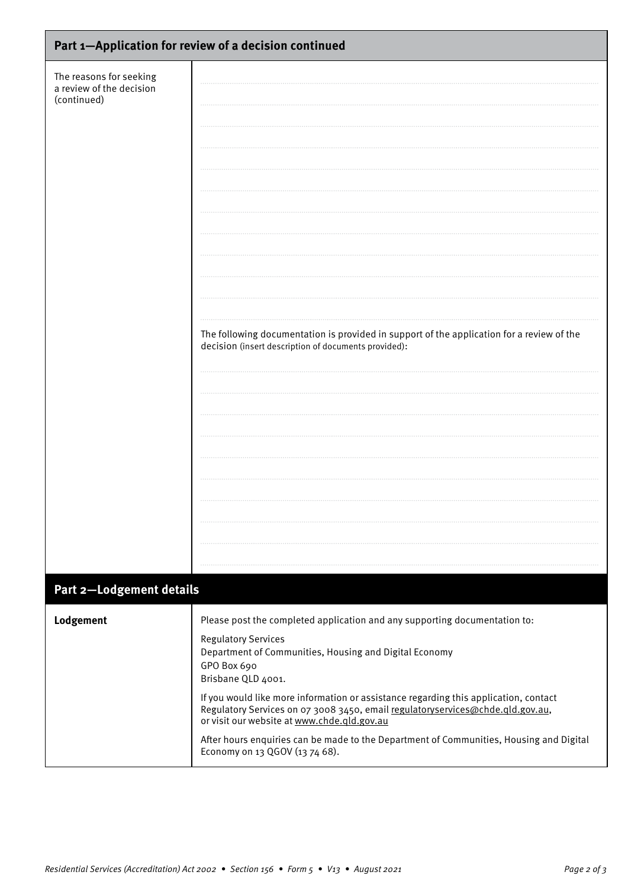## Part 1—Application for review of a decision continued

| | |
|---|---|
| The reasons for seeking a review of the decision (continued) | ..................................................<br>..................................................<br>..................................................<br>..................................................<br>..................................................<br>..................................................<br>..................................................<br>..................................................<br>..................................................<br>..................................................<br>..................................................<br>..................................................<br><br>The following documentation is provided in support of the application for a review of the decision (insert description of documents provided):<br><br>..................................................<br>..................................................<br>..................................................<br>..................................................<br>..................................................<br>..................................................<br>..................................................<br>..................................................<br>..................................................<br>.................................................. |

## Part 2—Lodgement details

| | |
|---|---|
| **Lodgement** | Please post the completed application and any supporting documentation to:<br><br>Regulatory Services<br>Department of Communities, Housing and Digital Economy<br>GPO Box 690<br>Brisbane QLD 4001.<br><br>If you would like more information or assistance regarding this application, contact Regulatory Services on 07 3008 3450, email regulatoryservices@chde.qld.gov.au, or visit our website at www.chde.qld.gov.au<br><br>After hours enquiries can be made to the Department of Communities, Housing and Digital Economy on 13 QGOV (13 74 68). |

*Residential Services (Accreditation) Act 2002 • Section 156 • Form 5 • V13 • August 2021*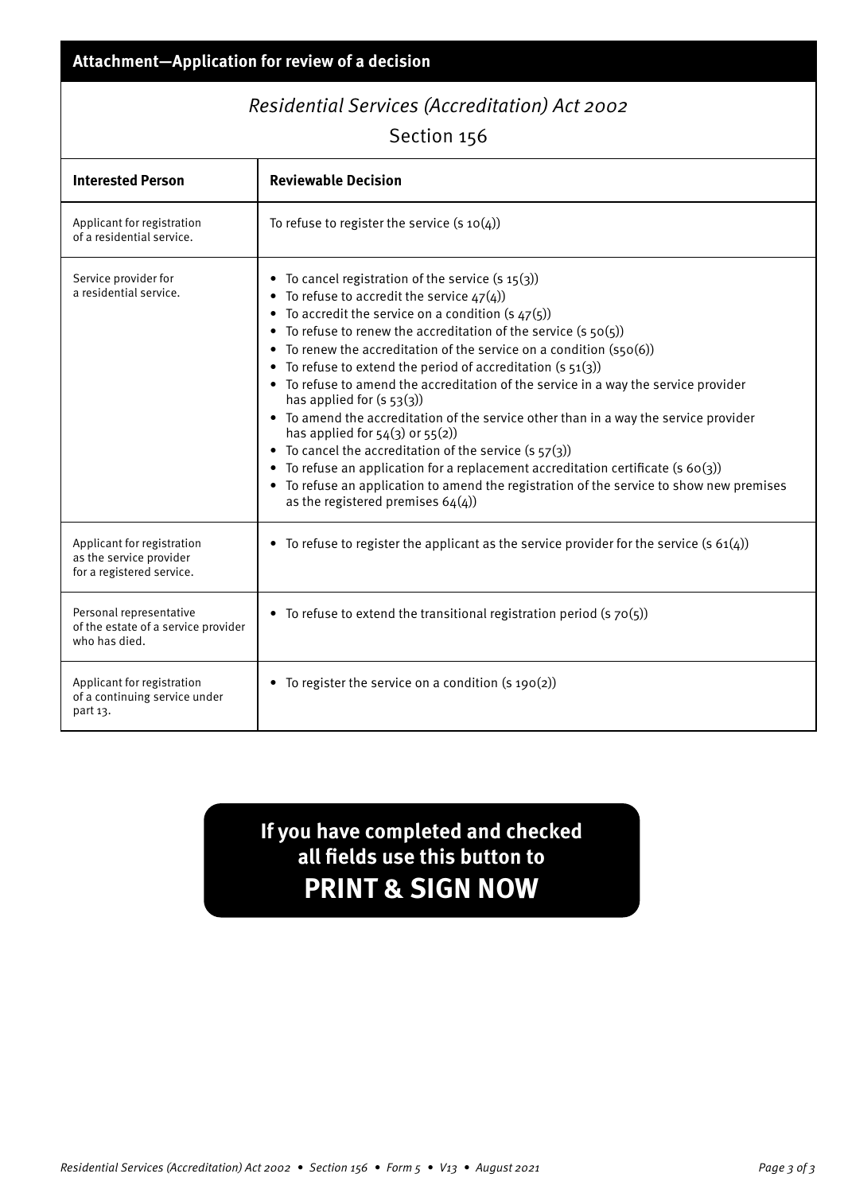## Attachment—Application for review of a decision

*Residential Services (Accreditation) Act 2002*

Section 156

| Interested Person | Reviewable Decision |
|---|---|
| Applicant for registration of a residential service. | To refuse to register the service (s 10(4)) |
| Service provider for a residential service. | • To cancel registration of the service (s 15(3))<br>• To refuse to accredit the service 47(4))<br>• To accredit the service on a condition (s 47(5))<br>• To refuse to renew the accreditation of the service (s 50(5))<br>• To renew the accreditation of the service on a condition (s50(6))<br>• To refuse to extend the period of accreditation (s 51(3))<br>• To refuse to amend the accreditation of the service in a way the service provider has applied for (s 53(3))<br>• To amend the accreditation of the service other than in a way the service provider has applied for 54(3) or 55(2))<br>• To cancel the accreditation of the service (s 57(3))<br>• To refuse an application for a replacement accreditation certificate (s 60(3))<br>• To refuse an application to amend the registration of the service to show new premises as the registered premises 64(4)) |
| Applicant for registration as the service provider for a registered service. | • To refuse to register the applicant as the service provider for the service (s 61(4)) |
| Personal representative of the estate of a service provider who has died. | • To refuse to extend the transitional registration period (s 70(5)) |
| Applicant for registration of a continuing service under part 13. | • To register the service on a condition (s 190(2)) |

**If you have completed and checked all fields use this button to**
**PRINT & SIGN NOW**

*Residential Services (Accreditation) Act 2002 • Section 156 • Form 5 • V13 • August 2021*